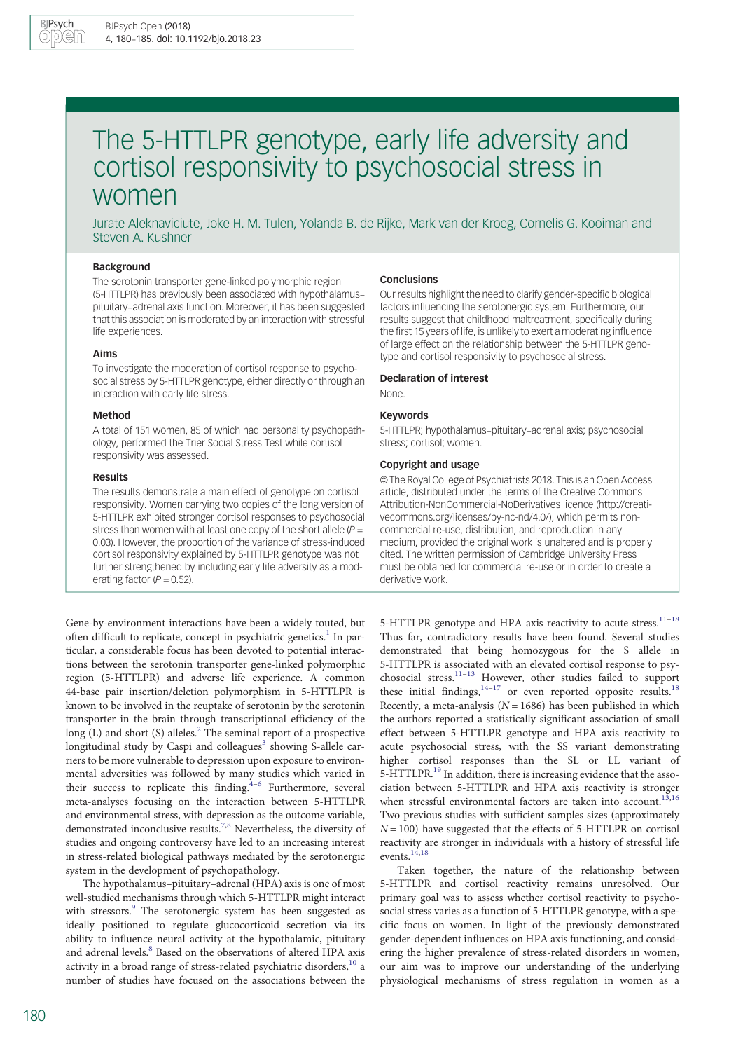# The 5-HTTLPR genotype, early life adversity and cortisol responsivity to psychosocial stress in women

Jurate Aleknaviciute, Joke H. M. Tulen, Yolanda B. de Rijke, Mark van der Kroeg, Cornelis G. Kooiman and Steven A. Kushner

### Background

The serotonin transporter gene-linked polymorphic region (5-HTTLPR) has previously been associated with hypothalamus–pituitary–adrenal axis function. Moreover, it has been suggested that this association is moderated by an interaction with stressful life experiences.

### Aims

To investigate the moderation of cortisol response to psychosocial stress by 5-HTTLPR genotype, either directly or through an interaction with early life stress.

### Method

A total of 151 women, 85 of which had personality psychopathology, performed the Trier Social Stress Test while cortisol responsivity was assessed.

### Results

The results demonstrate a main effect of genotype on cortisol responsivity. Women carrying two copies of the long version of 5-HTTLPR exhibited stronger cortisol responses to psychosocial stress than women with at least one copy of the short allele ($P = 0.03$). However, the proportion of the variance of stress-induced cortisol responsivity explained by 5-HTTLPR genotype was not further strengthened by including early life adversity as a moderating factor ($P = 0.52$).

### Conclusions

Our results highlight the need to clarify gender-specific biological factors influencing the serotonergic system. Furthermore, our results suggest that childhood maltreatment, specifically during the first 15 years of life, is unlikely to exert a moderating influence of large effect on the relationship between the 5-HTTLPR genotype and cortisol responsivity to psychosocial stress.

### Declaration of interest

None.

### Keywords

5-HTTLPR; hypothalamus–pituitary–adrenal axis; psychosocial stress; cortisol; women.

### Copyright and usage

© The Royal College of Psychiatrists 2018. This is an Open Access article, distributed under the terms of the Creative Commons Attribution-NonCommercial-NoDerivatives licence (http://creativecommons.org/licenses/by-nc-nd/4.0/), which permits non-commercial re-use, distribution, and reproduction in any medium, provided the original work is unaltered and is properly cited. The written permission of Cambridge University Press must be obtained for commercial re-use or in order to create a derivative work.

Gene-by-environment interactions have been a widely touted, but often difficult to replicate, concept in psychiatric genetics.[1] In particular, a considerable focus has been devoted to potential interactions between the serotonin transporter gene-linked polymorphic region (5-HTTLPR) and adverse life experience. A common 44-base pair insertion/deletion polymorphism in 5-HTTLPR is known to be involved in the reuptake of serotonin by the serotonin transporter in the brain through transcriptional efficiency of the long (L) and short (S) alleles.[2] The seminal report of a prospective longitudinal study by Caspi and colleagues[3] showing S-allele carriers to be more vulnerable to depression upon exposure to environmental adversities was followed by many studies which varied in their success to replicate this finding.[4–6] Furthermore, several meta-analyses focusing on the interaction between 5-HTTLPR and environmental stress, with depression as the outcome variable, demonstrated inconclusive results.[7,8] Nevertheless, the diversity of studies and ongoing controversy have led to an increasing interest in stress-related biological pathways mediated by the serotonergic system in the development of psychopathology.

The hypothalamus–pituitary–adrenal (HPA) axis is one of most well-studied mechanisms through which 5-HTTLPR might interact with stressors.[9] The serotonergic system has been suggested as ideally positioned to regulate glucocorticoid secretion via its ability to influence neural activity at the hypothalamic, pituitary and adrenal levels.[8] Based on the observations of altered HPA axis activity in a broad range of stress-related psychiatric disorders,[10] a number of studies have focused on the associations between the 5-HTTLPR genotype and HPA axis reactivity to acute stress.[11–18] Thus far, contradictory results have been found. Several studies have demonstrated that being homozygous for the S allele in 5-HTTLPR is associated with an elevated cortisol response to psychosocial stress.[11–13] However, other studies failed to support these initial findings,[14–17] or even reported opposite results.[18] Recently, a meta-analysis ($N = 1686$) has been published in which the authors reported a statistically significant association of small effect between 5-HTTLPR genotype and HPA axis reactivity to acute psychosocial stress, with the SS variant demonstrating higher cortisol responses than the SL or LL variant of 5-HTTLPR.[19] In addition, there is increasing evidence that the association between 5-HTTLPR and HPA axis reactivity is stronger when stressful environmental factors are taken into account.[13,16] Two previous studies with sufficient samples sizes (approximately $N = 100$) have suggested that the effects of 5-HTTLPR on cortisol reactivity are stronger in individuals with a history of stressful life events.[14,18]

Taken together, the nature of the relationship between 5-HTTLPR and cortisol reactivity remains unresolved. Our primary goal was to assess whether cortisol reactivity to psychosocial stress varies as a function of 5-HTTLPR genotype, with a specific focus on women. In light of the previously demonstrated gender-dependent influences on HPA axis functioning, and considering the higher prevalence of stress-related disorders in women, our aim was to improve our understanding of the underlying physiological mechanisms of stress regulation in women as a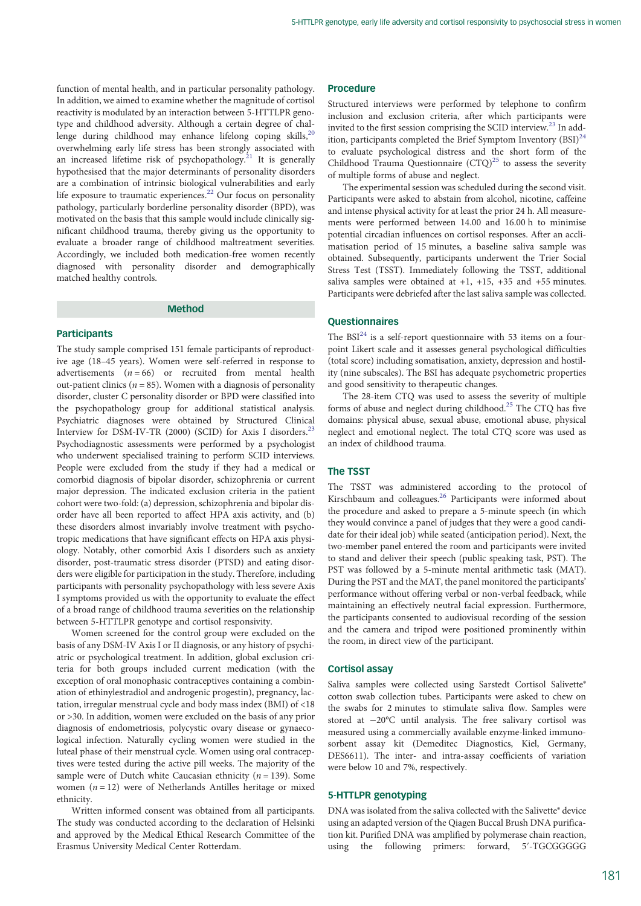function of mental health, and in particular personality pathology. In addition, we aimed to examine whether the magnitude of cortisol reactivity is modulated by an interaction between 5-HTTLPR genotype and childhood adversity. Although a certain degree of challenge during childhood may enhance lifelong coping skills,[20] overwhelming early life stress has been strongly associated with an increased lifetime risk of psychopathology.[21] It is generally hypothesised that the major determinants of personality disorders are a combination of intrinsic biological vulnerabilities and early life exposure to traumatic experiences.[22] Our focus on personality pathology, particularly borderline personality disorder (BPD), was motivated on the basis that this sample would include clinically significant childhood trauma, thereby giving us the opportunity to evaluate a broader range of childhood maltreatment severities. Accordingly, we included both medication-free women recently diagnosed with personality disorder and demographically matched healthy controls.

## Method

### Participants

The study sample comprised 151 female participants of reproductive age (18–45 years). Women were self-referred in response to advertisements ($n = 66$) or recruited from mental health out-patient clinics ($n = 85$). Women with a diagnosis of personality disorder, cluster C personality disorder or BPD were classified into the psychopathology group for additional statistical analysis. Psychiatric diagnoses were obtained by Structured Clinical Interview for DSM-IV-TR (2000) (SCID) for Axis I disorders.[23] Psychodiagnostic assessments were performed by a psychologist who underwent specialised training to perform SCID interviews. People were excluded from the study if they had a medical or comorbid diagnosis of bipolar disorder, schizophrenia or current major depression. The indicated exclusion criteria in the patient cohort were two-fold: (a) depression, schizophrenia and bipolar disorder have all been reported to affect HPA axis activity, and (b) these disorders almost invariably involve treatment with psychotropic medications that have significant effects on HPA axis physiology. Notably, other comorbid Axis I disorders such as anxiety disorder, post-traumatic stress disorder (PTSD) and eating disorders were eligible for participation in the study. Therefore, including participants with personality psychopathology with less severe Axis I symptoms provided us with the opportunity to evaluate the effect of a broad range of childhood trauma severities on the relationship between 5-HTTLPR genotype and cortisol responsivity.

Women screened for the control group were excluded on the basis of any DSM-IV Axis I or II diagnosis, or any history of psychiatric or psychological treatment. In addition, global exclusion criteria for both groups included current medication (with the exception of oral monophasic contraceptives containing a combination of ethinylestradiol and androgenic progestin), pregnancy, lactation, irregular menstrual cycle and body mass index (BMI) of <18 or >30. In addition, women were excluded on the basis of any prior diagnosis of endometriosis, polycystic ovary disease or gynaecological infection. Naturally cycling women were studied in the luteal phase of their menstrual cycle. Women using oral contraceptives were tested during the active pill weeks. The majority of the sample were of Dutch white Caucasian ethnicity ($n = 139$). Some women ($n = 12$) were of Netherlands Antilles heritage or mixed ethnicity.

Written informed consent was obtained from all participants. The study was conducted according to the declaration of Helsinki and approved by the Medical Ethical Research Committee of the Erasmus University Medical Center Rotterdam.

### Procedure

Structured interviews were performed by telephone to confirm inclusion and exclusion criteria, after which participants were invited to the first session comprising the SCID interview.[23] In addition, participants completed the Brief Symptom Inventory (BSI)[24] to evaluate psychological distress and the short form of the Childhood Trauma Questionnaire (CTQ)[25] to assess the severity of multiple forms of abuse and neglect.

The experimental session was scheduled during the second visit. Participants were asked to abstain from alcohol, nicotine, caffeine and intense physical activity for at least the prior 24 h. All measurements were performed between 14.00 and 16.00 h to minimise potential circadian influences on cortisol responses. After an acclimatisation period of 15 minutes, a baseline saliva sample was obtained. Subsequently, participants underwent the Trier Social Stress Test (TSST). Immediately following the TSST, additional saliva samples were obtained at +1, +15, +35 and +55 minutes. Participants were debriefed after the last saliva sample was collected.

### Questionnaires

The BSI[24] is a self-report questionnaire with 53 items on a four-point Likert scale and it assesses general psychological difficulties (total score) including somatisation, anxiety, depression and hostility (nine subscales). The BSI has adequate psychometric properties and good sensitivity to therapeutic changes.

The 28-item CTQ was used to assess the severity of multiple forms of abuse and neglect during childhood.[25] The CTQ has five domains: physical abuse, sexual abuse, emotional abuse, physical neglect and emotional neglect. The total CTQ score was used as an index of childhood trauma.

### The TSST

The TSST was administered according to the protocol of Kirschbaum and colleagues.[26] Participants were informed about the procedure and asked to prepare a 5-minute speech (in which they would convince a panel of judges that they were a good candidate for their ideal job) while seated (anticipation period). Next, the two-member panel entered the room and participants were invited to stand and deliver their speech (public speaking task, PST). The PST was followed by a 5-minute mental arithmetic task (MAT). During the PST and the MAT, the panel monitored the participants' performance without offering verbal or non-verbal feedback, while maintaining an effectively neutral facial expression. Furthermore, the participants consented to audiovisual recording of the session and the camera and tripod were positioned prominently within the room, in direct view of the participant.

### Cortisol assay

Saliva samples were collected using Sarstedt Cortisol Salivette® cotton swab collection tubes. Participants were asked to chew on the swabs for 2 minutes to stimulate saliva flow. Samples were stored at −20°C until analysis. The free salivary cortisol was measured using a commercially available enzyme-linked immunosorbent assay kit (Demeditec Diagnostics, Kiel, Germany, DES6611). The inter- and intra-assay coefficients of variation were below 10 and 7%, respectively.

### 5-HTTLPR genotyping

DNA was isolated from the saliva collected with the Salivette® device using an adapted version of the Qiagen Buccal Brush DNA purification kit. Purified DNA was amplified by polymerase chain reaction, using the following primers: forward, 5′-TGCGGGGG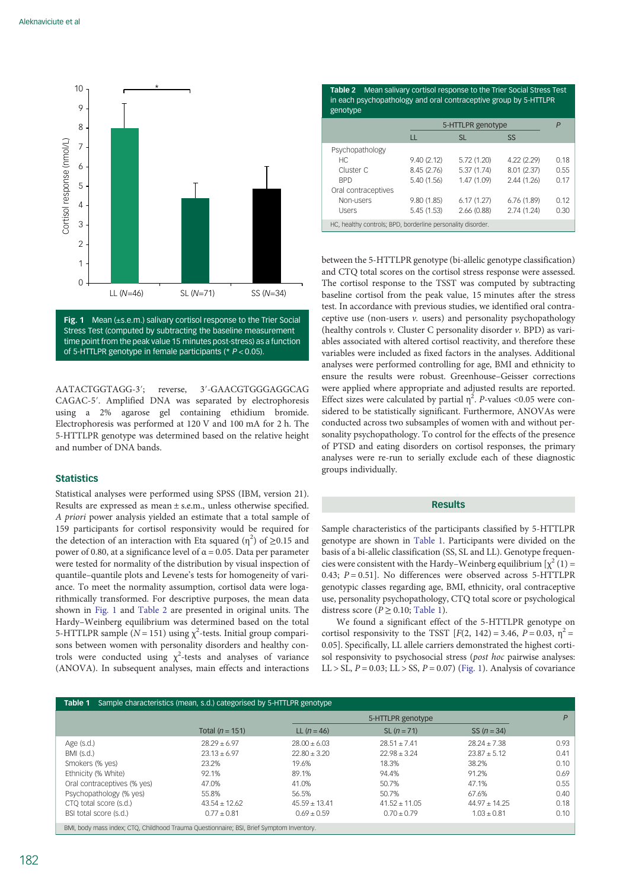Fig. 1 Mean (±s.e.m.) salivary cortisol response to the Trier Social Stress Test (computed by subtracting the baseline measurement time point from the peak value 15 minutes post-stress) as a function of 5-HTTLPR genotype in female participants (* $P < 0.05$).

AATACTGGTAGG-3′; reverse, 3′-GAACGTGGGAGGCAG CAGAC-5′. Amplified DNA was separated by electrophoresis using a 2% agarose gel containing ethidium bromide. Electrophoresis was performed at 120 V and 100 mA for 2 h. The 5-HTTLPR genotype was determined based on the relative height and number of DNA bands.

## Statistics

Statistical analyses were performed using SPSS (IBM, version 21). Results are expressed as mean ± s.e.m., unless otherwise specified. *A priori* power analysis yielded an estimate that a total sample of 159 participants for cortisol responsivity would be required for the detection of an interaction with Eta squared ($\eta^2$) of ≥0.15 and power of 0.80, at a significance level of $\alpha = 0.05$. Data per parameter were tested for normality of the distribution by visual inspection of quantile–quantile plots and Levene's tests for homogeneity of variance. To meet the normality assumption, cortisol data were logarithmically transformed. For descriptive purposes, the mean data shown in Fig. 1 and Table 2 are presented in original units. The Hardy–Weinberg equilibrium was determined based on the total 5-HTTLPR sample ($N = 151$) using $\chi^2$-tests. Initial group comparisons between women with personality disorders and healthy controls were conducted using $\chi^2$-tests and analyses of variance (ANOVA). In subsequent analyses, main effects and interactions between the 5-HTTLPR genotype (bi-allelic genotype classification) and CTQ total scores on the cortisol stress response were assessed. The cortisol response to the TSST was computed by subtracting baseline cortisol from the peak value, 15 minutes after the stress test. In accordance with previous studies, we identified oral contraceptive use (non-users *v.* users) and personality psychopathology (healthy controls *v.* Cluster C personality disorder *v.* BPD) as variables associated with altered cortisol reactivity, and therefore these variables were included as fixed factors in the analyses. Additional analyses were performed controlling for age, BMI and ethnicity to ensure the results were robust. Greenhouse–Geisser corrections were applied where appropriate and adjusted results are reported. Effect sizes were calculated by partial $\eta^2$. *P*-values <0.05 were considered to be statistically significant. Furthermore, ANOVAs were conducted across two subsamples of women with and without personality psychopathology. To control for the effects of the presence of PTSD and eating disorders on cortisol responses, the primary analyses were re-run to serially exclude each of these diagnostic groups individually.

**Table 2** Mean salivary cortisol response to the Trier Social Stress Test in each psychopathology and oral contraceptive group by 5-HTTLPR genotype

| | 5-HTTLPR genotype | | | *P* |
|---|---|---|---|---|
| | LL | SL | SS | |
| Psychopathology | | | | |
| HC | 9.40 (2.12) | 5.72 (1.20) | 4.22 (2.29) | 0.18 |
| Cluster C | 8.45 (2.76) | 5.37 (1.74) | 8.01 (2.37) | 0.55 |
| BPD | 5.40 (1.56) | 1.47 (1.09) | 2.44 (1.26) | 0.17 |
| Oral contraceptives | | | | |
| Non-users | 9.80 (1.85) | 6.17 (1.27) | 6.76 (1.89) | 0.12 |
| Users | 5.45 (1.53) | 2.66 (0.88) | 2.74 (1.24) | 0.30 |

HC, healthy controls; BPD, borderline personality disorder.

## Results

Sample characteristics of the participants classified by 5-HTTLPR genotype are shown in Table 1. Participants were divided on the basis of a bi-allelic classification (SS, SL and LL). Genotype frequencies were consistent with the Hardy–Weinberg equilibrium [$\chi^2(1) = 0.43$; $P = 0.51$]. No differences were observed across 5-HTTLPR genotypic classes regarding age, BMI, ethnicity, oral contraceptive use, personality psychopathology, CTQ total score or psychological distress score ($P \geq 0.10$; Table 1).

We found a significant effect of the 5-HTTLPR genotype on cortisol responsivity to the TSST [$F(2, 142) = 3.46$, $P = 0.03$, $\eta^2 = 0.05$]. Specifically, LL allele carriers demonstrated the highest cortisol responsivity to psychosocial stress (*post hoc* pairwise analyses: LL > SL, $P = 0.03$; LL > SS, $P = 0.07$) (Fig. 1). Analysis of covariance

**Table 1** Sample characteristics (mean, s.d.) categorised by 5-HTTLPR genotype

| | | 5-HTTLPR genotype | | | *P* |
|---|---|---|---|---|---|
| | Total ($n = 151$) | LL ($n = 46$) | SL ($n = 71$) | SS ($n = 34$) | |
| Age (s.d.) | 28.29 ± 6.97 | 28.00 ± 6.03 | 28.51 ± 7.41 | 28.24 ± 7.38 | 0.93 |
| BMI (s.d.) | 23.13 ± 6.97 | 22.80 ± 3.20 | 22.98 ± 3.24 | 23.87 ± 5.12 | 0.41 |
| Smokers (% yes) | 23.2% | 19.6% | 18.3% | 38.2% | 0.10 |
| Ethnicity (% White) | 92.1% | 89.1% | 94.4% | 91.2% | 0.69 |
| Oral contraceptives (% yes) | 47.0% | 41.0% | 50.7% | 47.1% | 0.55 |
| Psychopathology (% yes) | 55.8% | 56.5% | 50.7% | 67.6% | 0.40 |
| CTQ total score (s.d.) | 43.54 ± 12.62 | 45.59 ± 13.41 | 41.52 ± 11.05 | 44.97 ± 14.25 | 0.18 |
| BSI total score (s.d.) | 0.77 ± 0.81 | 0.69 ± 0.59 | 0.70 ± 0.79 | 1.03 ± 0.81 | 0.10 |

BMI, body mass index; CTQ, Childhood Trauma Questionnaire; BSI, Brief Symptom Inventory.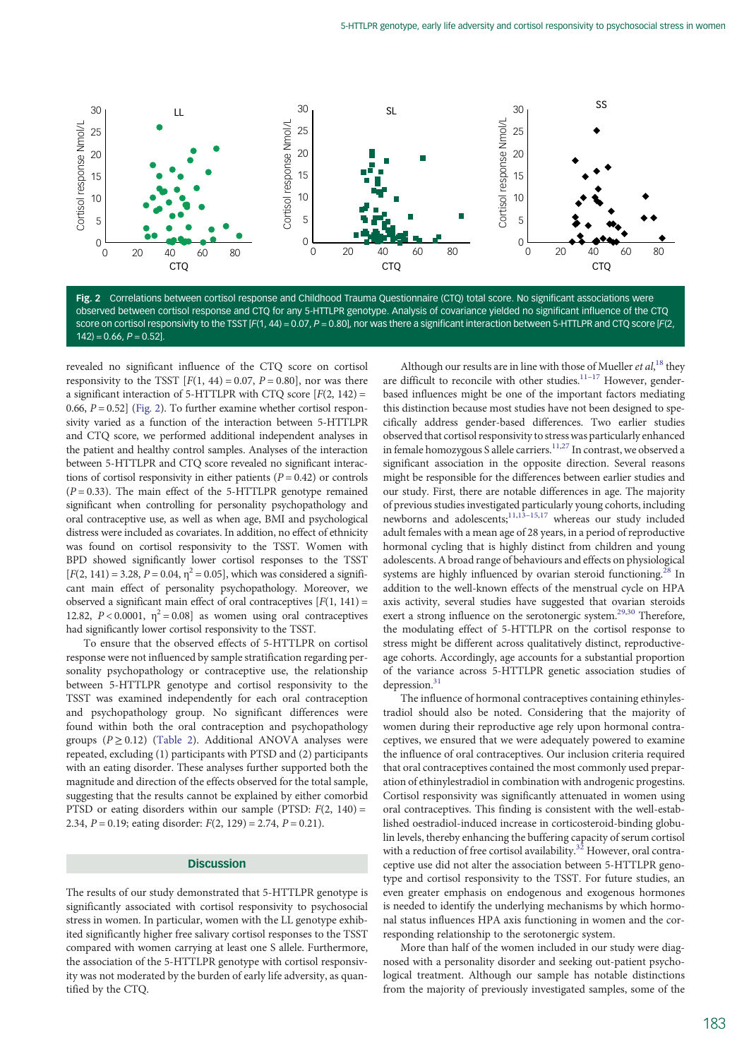**Fig. 2** Correlations between cortisol response and Childhood Trauma Questionnaire (CTQ) total score. No significant associations were observed between cortisol response and CTQ for any 5-HTTLPR genotype. Analysis of covariance yielded no significant influence of the CTQ score on cortisol responsivity to the TSST [$F(1, 44) = 0.07$, $P = 0.80$], nor was there a significant interaction between 5-HTTLPR and CTQ score [$F(2, 142) = 0.66$, $P = 0.52$].

revealed no significant influence of the CTQ score on cortisol responsivity to the TSST [$F(1, 44) = 0.07$, $P = 0.80$], nor was there a significant interaction of 5-HTTLPR with CTQ score [$F(2, 142) = 0.66$, $P = 0.52$] (Fig. 2). To further examine whether cortisol responsivity varied as a function of the interaction between 5-HTTLPR and CTQ score, we performed additional independent analyses in the patient and healthy control samples. Analyses of the interaction between 5-HTTLPR and CTQ score revealed no significant interactions of cortisol responsivity in either patients ($P = 0.42$) or controls ($P = 0.33$). The main effect of the 5-HTTLPR genotype remained significant when controlling for personality psychopathology and oral contraceptive use, as well as when age, BMI and psychological distress were included as covariates. In addition, no effect of ethnicity was found on cortisol responsivity to the TSST. Women with BPD showed significantly lower cortisol responses to the TSST [$F(2, 141) = 3.28$, $P = 0.04$, $\eta^2 = 0.05$], which was considered a significant main effect of personality psychopathology. Moreover, we observed a significant main effect of oral contraceptives [$F(1, 141) = 12.82$, $P < 0.0001$, $\eta^2 = 0.08$] as women using oral contraceptives had significantly lower cortisol responsivity to the TSST.

To ensure that the observed effects of 5-HTTLPR on cortisol response were not influenced by sample stratification regarding personality psychopathology or contraceptive use, the relationship between 5-HTTLPR genotype and cortisol responsivity to the TSST was examined independently for each oral contraception and psychopathology group. No significant differences were found within both the oral contraception and psychopathology groups ($P \geq 0.12$) (Table 2). Additional ANOVA analyses were repeated, excluding (1) participants with PTSD and (2) participants with an eating disorder. These analyses further supported both the magnitude and direction of the effects observed for the total sample, suggesting that the results cannot be explained by either comorbid PTSD or eating disorders within our sample (PTSD: $F(2, 140) = 2.34$, $P = 0.19$; eating disorder: $F(2, 129) = 2.74$, $P = 0.21$).

## Discussion

The results of our study demonstrated that 5-HTTLPR genotype is significantly associated with cortisol responsivity to psychosocial stress in women. In particular, women with the LL genotype exhibited significantly higher free salivary cortisol responses to the TSST compared with women carrying at least one S allele. Furthermore, the association of the 5-HTTLPR genotype with cortisol responsivity was not moderated by the burden of early life adversity, as quantified by the CTQ.

Although our results are in line with those of Mueller *et al*,[18] they are difficult to reconcile with other studies.[11–17] However, gender-based influences might be one of the important factors mediating this distinction because most studies have not been designed to specifically address gender-based differences. Two earlier studies observed that cortisol responsivity to stress was particularly enhanced in female homozygous S allele carriers.[11,27] In contrast, we observed a significant association in the opposite direction. Several reasons might be responsible for the differences between earlier studies and our study. First, there are notable differences in age. The majority of previous studies investigated particularly young cohorts, including newborns and adolescents;[11,13–15,17] whereas our study included adult females with a mean age of 28 years, in a period of reproductive hormonal cycling that is highly distinct from children and young adolescents. A broad range of behaviours and effects on physiological systems are highly influenced by ovarian steroid functioning.[28] In addition to the well-known effects of the menstrual cycle on HPA axis activity, several studies have suggested that ovarian steroids exert a strong influence on the serotonergic system.[29,30] Therefore, the modulating effect of 5-HTTLPR on the cortisol response to stress might be different across qualitatively distinct, reproductive-age cohorts. Accordingly, age accounts for a substantial proportion of the variance across 5-HTTLPR genetic association studies of depression.[31]

The influence of hormonal contraceptives containing ethinylestradiol should also be noted. Considering that the majority of women during their reproductive age rely upon hormonal contraceptives, we ensured that we were adequately powered to examine the influence of oral contraceptives. Our inclusion criteria required that oral contraceptives contained the most commonly used preparation of ethinylestradiol in combination with androgenic progestins. Cortisol responsivity was significantly attenuated in women using oral contraceptives. This finding is consistent with the well-established oestradiol-induced increase in corticosteroid-binding globulin levels, thereby enhancing the buffering capacity of serum cortisol with a reduction of free cortisol availability.[32] However, oral contraceptive use did not alter the association between 5-HTTLPR genotype and cortisol responsivity to the TSST. For future studies, an even greater emphasis on endogenous and exogenous hormones is needed to identify the underlying mechanisms by which hormonal status influences HPA axis functioning in women and the corresponding relationship to the serotonergic system.

More than half of the women included in our study were diagnosed with a personality disorder and seeking out-patient psychological treatment. Although our sample has notable distinctions from the majority of previously investigated samples, some of the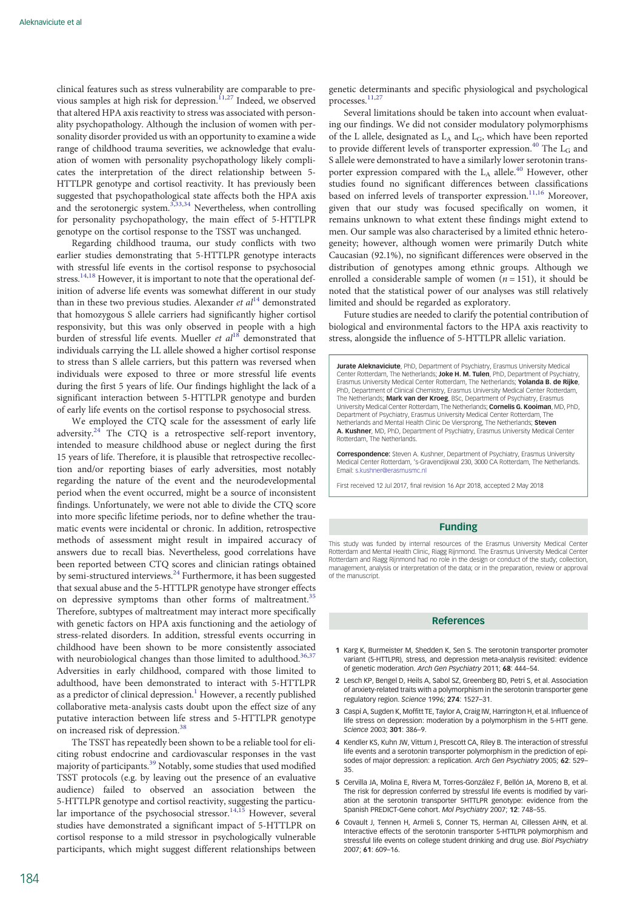clinical features such as stress vulnerability are comparable to previous samples at high risk for depression.[11,27] Indeed, we observed that altered HPA axis reactivity to stress was associated with personality psychopathology. Although the inclusion of women with personality disorder provided us with an opportunity to examine a wide range of childhood trauma severities, we acknowledge that evaluation of women with personality psychopathology likely complicates the interpretation of the direct relationship between 5-HTTLPR genotype and cortisol reactivity. It has previously been suggested that psychopathological state affects both the HPA axis and the serotonergic system.[3,33,34] Nevertheless, when controlling for personality psychopathology, the main effect of 5-HTTLPR genotype on the cortisol response to the TSST was unchanged.

Regarding childhood trauma, our study conflicts with two earlier studies demonstrating that 5-HTTLPR genotype interacts with stressful life events in the cortisol response to psychosocial stress.[14,18] However, it is important to note that the operational definition of adverse life events was somewhat different in our study than in these two previous studies. Alexander *et al*[14] demonstrated that homozygous S allele carriers had significantly higher cortisol responsivity, but this was only observed in people with a high burden of stressful life events. Mueller *et al*[18] demonstrated that individuals carrying the LL allele showed a higher cortisol response to stress than S allele carriers, but this pattern was reversed when individuals were exposed to three or more stressful life events during the first 5 years of life. Our findings highlight the lack of a significant interaction between 5-HTTLPR genotype and burden of early life events on the cortisol response to psychosocial stress.

We employed the CTQ scale for the assessment of early life adversity.[24] The CTQ is a retrospective self-report inventory, intended to measure childhood abuse or neglect during the first 15 years of life. Therefore, it is plausible that retrospective recollection and/or reporting biases of early adversities, most notably regarding the nature of the event and the neurodevelopmental period when the event occurred, might be a source of inconsistent findings. Unfortunately, we were not able to divide the CTQ score into more specific lifetime periods, nor to define whether the traumatic events were incidental or chronic. In addition, retrospective methods of assessment might result in impaired accuracy of answers due to recall bias. Nevertheless, good correlations have been reported between CTQ scores and clinician ratings obtained by semi-structured interviews.[24] Furthermore, it has been suggested that sexual abuse and the 5-HTTLPR genotype have stronger effects on depressive symptoms than other forms of maltreatment.[35] Therefore, subtypes of maltreatment may interact more specifically with genetic factors on HPA axis functioning and the aetiology of stress-related disorders. In addition, stressful events occurring in childhood have been shown to be more consistently associated with neurobiological changes than those limited to adulthood.[36,37] Adversities in early childhood, compared with those limited to adulthood, have been demonstrated to interact with 5-HTTLPR as a predictor of clinical depression.[1] However, a recently published collaborative meta-analysis casts doubt upon the effect size of any putative interaction between life stress and 5-HTTLPR genotype on increased risk of depression.[38]

The TSST has repeatedly been shown to be a reliable tool for eliciting robust endocrine and cardiovascular responses in the vast majority of participants.[39] Notably, some studies that used modified TSST protocols (e.g. by leaving out the presence of an evaluative audience) failed to observed an association between the 5-HTTLPR genotype and cortisol reactivity, suggesting the particular importance of the psychosocial stressor.[14,15] However, several studies have demonstrated a significant impact of 5-HTTLPR on cortisol response to a mild stressor in psychologically vulnerable participants, which might suggest different relationships between genetic determinants and specific physiological and psychological processes.[11,27]

Several limitations should be taken into account when evaluating our findings. We did not consider modulatory polymorphisms of the L allele, designated as $L_A$ and $L_G$, which have been reported to provide different levels of transporter expression.[40] The $L_G$ and S allele were demonstrated to have a similarly lower serotonin transporter expression compared with the $L_A$ allele.[40] However, other studies found no significant differences between classifications based on inferred levels of transporter expression.[11,16] Moreover, given that our study was focused specifically on women, it remains unknown to what extent these findings might extend to men. Our sample was also characterised by a limited ethnic heterogeneity; however, although women were primarily Dutch white Caucasian (92.1%), no significant differences were observed in the distribution of genotypes among ethnic groups. Although we enrolled a considerable sample of women ($n = 151$), it should be noted that the statistical power of our analyses was still relatively limited and should be regarded as exploratory.

Future studies are needed to clarify the potential contribution of biological and environmental factors to the HPA axis reactivity to stress, alongside the influence of 5-HTTLPR allelic variation.

**Jurate Aleknaviciute**, PhD, Department of Psychiatry, Erasmus University Medical Center Rotterdam, The Netherlands; **Joke H. M. Tulen**, PhD, Department of Psychiatry, Erasmus University Medical Center Rotterdam, The Netherlands; **Yolanda B. de Rijke**, PhD, Department of Clinical Chemistry, Erasmus University Medical Center Rotterdam, The Netherlands; **Mark van der Kroeg**, BSc, Department of Psychiatry, Erasmus University Medical Center Rotterdam, The Netherlands; **Cornelis G. Kooiman**, MD, PhD, Department of Psychiatry, Erasmus University Medical Center Rotterdam, The Netherlands and Mental Health Clinic De Viersprong, The Netherlands; **Steven A. Kushner**, MD, PhD, Department of Psychiatry, Erasmus University Medical Center Rotterdam, The Netherlands.

**Correspondence:** Steven A. Kushner, Department of Psychiatry, Erasmus University Medical Center Rotterdam, 's-Gravendijkwal 230, 3000 CA Rotterdam, The Netherlands. Email: s.kushner@erasmusmc.nl

First received 12 Jul 2017, final revision 16 Apr 2018, accepted 2 May 2018

## Funding

This study was funded by internal resources of the Erasmus University Medical Center Rotterdam and Mental Health Clinic, Riagg Rijnmond. The Erasmus University Medical Center Rotterdam and Riagg Rijnmond had no role in the design or conduct of the study; collection, management, analysis or interpretation of the data; or in the preparation, review or approval of the manuscript.

## References

1. Karg K, Burmeister M, Shedden K, Sen S. The serotonin transporter promoter variant (5-HTTLPR), stress, and depression meta-analysis revisited: evidence of genetic moderation. *Arch Gen Psychiatry* 2011; **68**: 444–54.
2. Lesch KP, Bengel D, Heils A, Sabol SZ, Greenberg BD, Petri S, et al. Association of anxiety-related traits with a polymorphism in the serotonin transporter gene regulatory region. *Science* 1996; **274**: 1527–31.
3. Caspi A, Sugden K, Moffitt TE, Taylor A, Craig IW, Harrington H, et al. Influence of life stress on depression: moderation by a polymorphism in the 5-HTT gene. *Science* 2003; **301**: 386–9.
4. Kendler KS, Kuhn JW, Vittum J, Prescott CA, Riley B. The interaction of stressful life events and a serotonin transporter polymorphism in the prediction of episodes of major depression: a replication. *Arch Gen Psychiatry* 2005; **62**: 529–35.
5. Cervilla JA, Molina E, Rivera M, Torres-González F, Bellón JA, Moreno B, et al. The risk for depression conferred by stressful life events is modified by variation at the serotonin transporter 5HTTLPR genotype: evidence from the Spanish PREDICT-Gene cohort. *Mol Psychiatry* 2007; **12**: 748–55.
6. Covault J, Tennen H, Armeli S, Conner TS, Herman AI, Cillessen AHN, et al. Interactive effects of the serotonin transporter 5-HTTLPR polymorphism and stressful life events on college student drinking and drug use. *Biol Psychiatry* 2007; **61**: 609–16.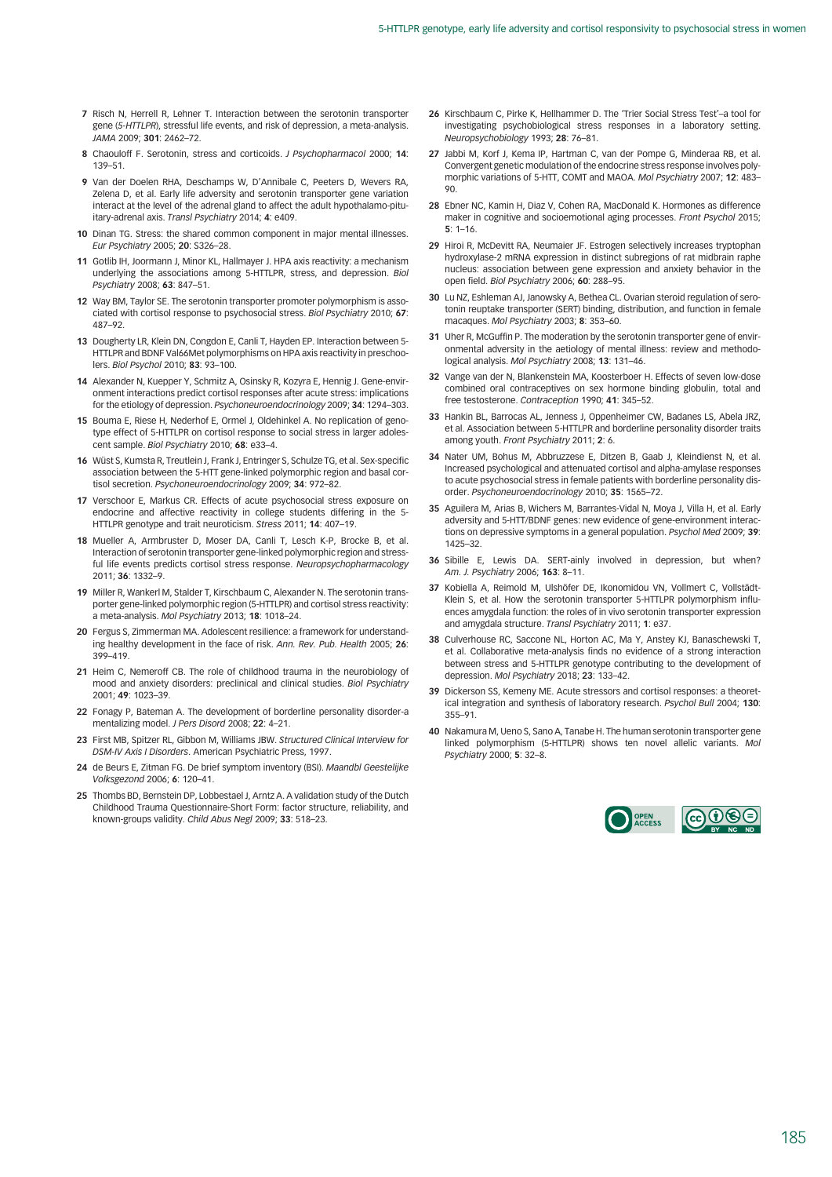7 Risch N, Herrell R, Lehner T. Interaction between the serotonin transporter gene (*5-HTTLPR*), stressful life events, and risk of depression, a meta-analysis. *JAMA* 2009; **301**: 2462–72.

8 Chaouloff F. Serotonin, stress and corticoids. *J Psychopharmacol* 2000; **14**: 139–51.

9 Van der Doelen RHA, Deschamps W, D'Annibale C, Peeters D, Wevers RA, Zelena D, et al. Early life adversity and serotonin transporter gene variation interact at the level of the adrenal gland to affect the adult hypothalamo-pituitary-adrenal axis. *Transl Psychiatry* 2014; **4**: e409.

10 Dinan TG. Stress: the shared common component in major mental illnesses. *Eur Psychiatry* 2005; **20**: S326–28.

11 Gotlib IH, Joormann J, Minor KL, Hallmayer J. HPA axis reactivity: a mechanism underlying the associations among 5-HTTLPR, stress, and depression. *Biol Psychiatry* 2008; **63**: 847–51.

12 Way BM, Taylor SE. The serotonin transporter promoter polymorphism is associated with cortisol response to psychosocial stress. *Biol Psychiatry* 2010; **67**: 487–92.

13 Dougherty LR, Klein DN, Congdon E, Canli T, Hayden EP. Interaction between 5-HTTLPR and BDNF Val66Met polymorphisms on HPA axis reactivity in preschoolers. *Biol Psychol* 2010; **83**: 93–100.

14 Alexander N, Kuepper Y, Schmitz A, Osinsky R, Kozyra E, Hennig J. Gene-environment interactions predict cortisol responses after acute stress: implications for the etiology of depression. *Psychoneuroendocrinology* 2009; **34**: 1294–303.

15 Bouma E, Riese H, Nederhof E, Ormel J, Oldehinkel A. No replication of genotype effect of 5-HTTLPR on cortisol response to social stress in larger adolescent sample. *Biol Psychiatry* 2010; **68**: e33–4.

16 Wüst S, Kumsta R, Treutlein J, Frank J, Entringer S, Schulze TG, et al. Sex-specific association between the 5-HTT gene-linked polymorphic region and basal cortisol secretion. *Psychoneuroendocrinology* 2009; **34**: 972–82.

17 Verschoor E, Markus CR. Effects of acute psychosocial stress exposure on endocrine and affective reactivity in college students differing in the 5-HTTLPR genotype and trait neuroticism. *Stress* 2011; **14**: 407–19.

18 Mueller A, Armbruster D, Moser DA, Canli T, Lesch K-P, Brocke B, et al. Interaction of serotonin transporter gene-linked polymorphic region and stressful life events predicts cortisol stress response. *Neuropsychopharmacology* 2011; **36**: 1332–9.

19 Miller R, Wankerl M, Stalder T, Kirschbaum C, Alexander N. The serotonin transporter gene-linked polymorphic region (5-HTTLPR) and cortisol stress reactivity: a meta-analysis. *Mol Psychiatry* 2013; **18**: 1018–24.

20 Fergus S, Zimmerman MA. Adolescent resilience: a framework for understanding healthy development in the face of risk. *Ann. Rev. Pub. Health* 2005; **26**: 399–419.

21 Heim C, Nemeroff CB. The role of childhood trauma in the neurobiology of mood and anxiety disorders: preclinical and clinical studies. *Biol Psychiatry* 2001; **49**: 1023–39.

22 Fonagy P, Bateman A. The development of borderline personality disorder-a mentalizing model. *J Pers Disord* 2008; **22**: 4–21.

23 First MB, Spitzer RL, Gibbon M, Williams JBW. *Structured Clinical Interview for DSM-IV Axis I Disorders*. American Psychiatric Press, 1997.

24 de Beurs E, Zitman FG. De brief symptom inventory (BSI). *Maandbl Geestelijke Volksgezond* 2006; **6**: 120–41.

25 Thombs BD, Bernstein DP, Lobbestael J, Arntz A. A validation study of the Dutch Childhood Trauma Questionnaire-Short Form: factor structure, reliability, and known-groups validity. *Child Abus Negl* 2009; **33**: 518–23.

26 Kirschbaum C, Pirke K, Hellhammer D. The 'Trier Social Stress Test'–a tool for investigating psychobiological stress responses in a laboratory setting. *Neuropsychobiology* 1993; **28**: 76–81.

27 Jabbi M, Korf J, Kema IP, Hartman C, van der Pompe G, Minderaa RB, et al. Convergent genetic modulation of the endocrine stress response involves polymorphic variations of 5-HTT, COMT and MAOA. *Mol Psychiatry* 2007; **12**: 483–90.

28 Ebner NC, Kamin H, Diaz V, Cohen RA, MacDonald K. Hormones as difference maker in cognitive and socioemotional aging processes. *Front Psychol* 2015; **5**: 1–16.

29 Hiroi R, McDevitt RA, Neumaier JF. Estrogen selectively increases tryptophan hydroxylase-2 mRNA expression in distinct subregions of rat midbrain raphe nucleus: association between gene expression and anxiety behavior in the open field. *Biol Psychiatry* 2006; **60**: 288–95.

30 Lu NZ, Eshleman AJ, Janowsky A, Bethea CL. Ovarian steroid regulation of serotonin reuptake transporter (SERT) binding, distribution, and function in female macaques. *Mol Psychiatry* 2003; **8**: 353–60.

31 Uher R, McGuffin P. The moderation by the serotonin transporter gene of environmental adversity in the aetiology of mental illness: review and methodological analysis. *Mol Psychiatry* 2008; **13**: 131–46.

32 Vange van der N, Blankenstein MA, Kooster­boer H. Effects of seven low-dose combined oral contraceptives on sex hormone binding globulin, total and free testosterone. *Contraception* 1990; **41**: 345–52.

33 Hankin BL, Barrocas AL, Jenness J, Oppenheimer CW, Badanes LS, Abela JRZ, et al. Association between 5-HTTLPR and borderline personality disorder traits among youth. *Front Psychiatry* 2011; **2**: 6.

34 Nater UM, Bohus M, Abbruzzese E, Ditzen B, Gaab J, Kleindienst N, et al. Increased psychological and attenuated cortisol and alpha-amylase responses to acute psychosocial stress in female patients with borderline personality disorder. *Psychoneuroendocrinology* 2010; **35**: 1565–72.

35 Aguilera M, Arias B, Wichers M, Barrantes-Vidal N, Moya J, Villa H, et al. Early adversity and 5-HTT/BDNF genes: new evidence of gene-environment interactions on depressive symptoms in a general population. *Psychol Med* 2009; **39**: 1425–32.

36 Sibille E, Lewis DA. SERT-ainly involved in depression, but when? *Am. J. Psychiatry* 2006; **163**: 8–11.

37 Kobiella A, Reimold M, Ulshöfer DE, Ikonomidou VN, Vollmert C, Vollstädt-Klein S, et al. How the serotonin transporter 5-HTTLPR polymorphism influences amygdala function: the roles of in vivo serotonin transporter expression and amygdala structure. *Transl Psychiatry* 2011; **1**: e37.

38 Culverhouse RC, Saccone NL, Horton AC, Ma Y, Anstey KJ, Banaschewski T, et al. Collaborative meta-analysis finds no evidence of a strong interaction between stress and 5-HTTLPR genotype contributing to the development of depression. *Mol Psychiatry* 2018; **23**: 133–42.

39 Dickerson SS, Kemeny ME. Acute stressors and cortisol responses: a theoretical integration and synthesis of laboratory research. *Psychol Bull* 2004; **130**: 355–91.

40 Nakamura M, Ueno S, Sano A, Tanabe H. The human serotonin transporter gene linked polymorphism (5-HTTLPR) shows ten novel allelic variants. *Mol Psychiatry* 2000; **5**: 32–8.